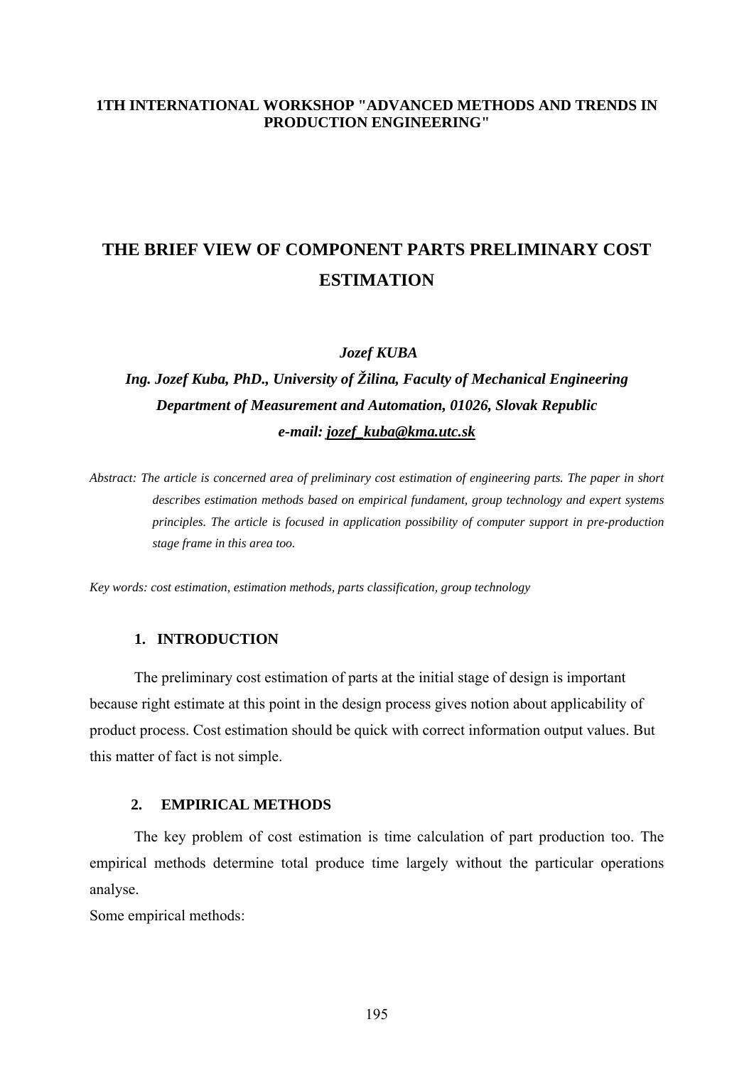**1TH INTERNATIONAL WORKSHOP "ADVANCED METHODS AND TRENDS IN PRODUCTION ENGINEERING"**

# THE BRIEF VIEW OF COMPONENT PARTS PRELIMINARY COST ESTIMATION

***Jozef KUBA***

***Ing. Jozef Kuba, PhD., University of Žilina, Faculty of Mechanical Engineering***
***Department of Measurement and Automation, 01026, Slovak Republic***
***e-mail: jozef_kuba@kma.utc.sk***

*Abstract: The article is concerned area of preliminary cost estimation of engineering parts. The paper in short describes estimation methods based on empirical fundament, group technology and expert systems principles. The article is focused in application possibility of computer support in pre-production stage frame in this area too.*

*Key words: cost estimation, estimation methods, parts classification, group technology*

## 1. INTRODUCTION

The preliminary cost estimation of parts at the initial stage of design is important because right estimate at this point in the design process gives notion about applicability of product process. Cost estimation should be quick with correct information output values. But this matter of fact is not simple.

## 2. EMPIRICAL METHODS

The key problem of cost estimation is time calculation of part production too. The empirical methods determine total produce time largely without the particular operations analyse.

Some empirical methods: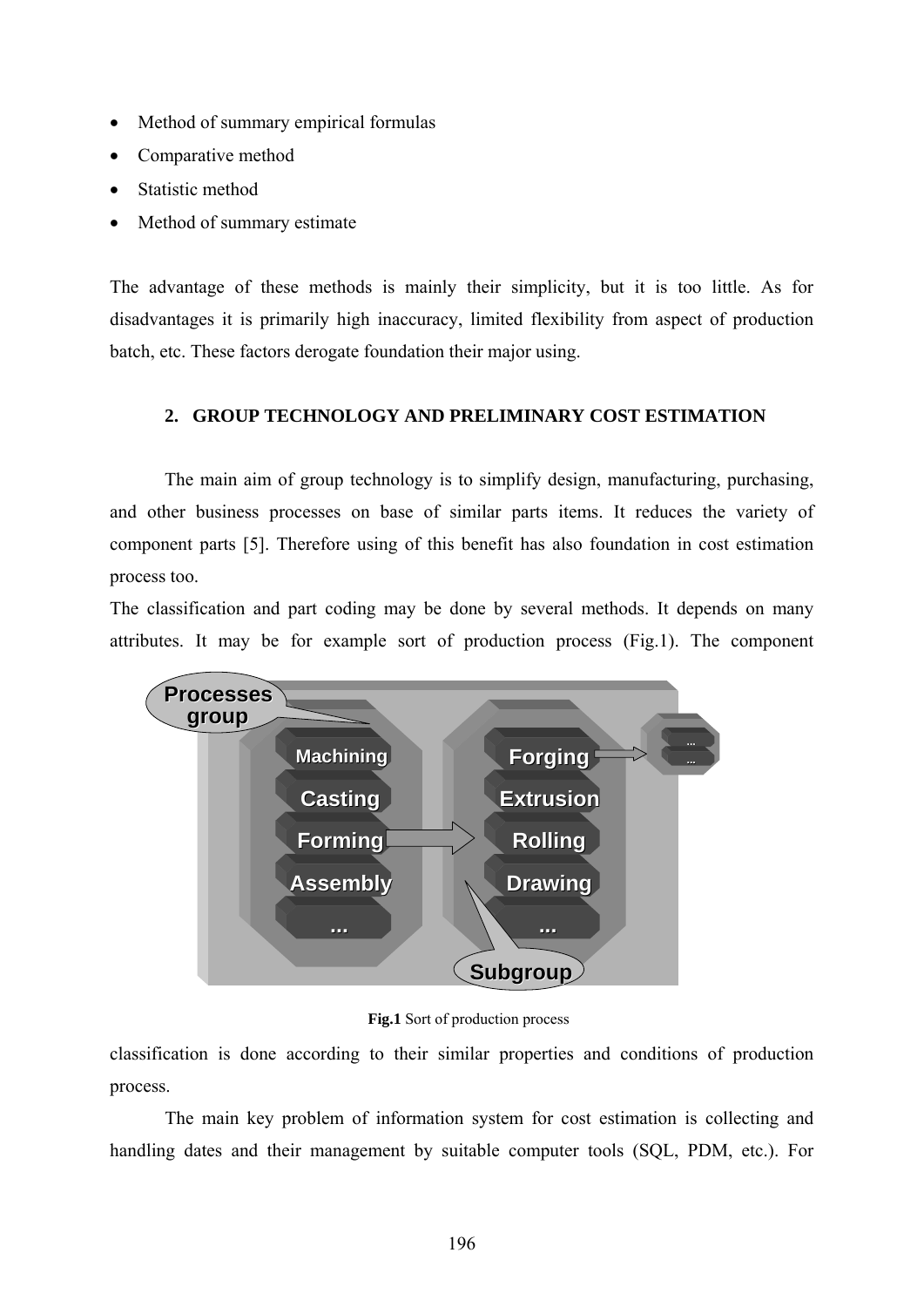- Method of summary empirical formulas
- Comparative method
- Statistic method
- Method of summary estimate

The advantage of these methods is mainly their simplicity, but it is too little. As for disadvantages it is primarily high inaccuracy, limited flexibility from aspect of production batch, etc. These factors derogate foundation their major using.

## 2. GROUP TECHNOLOGY AND PRELIMINARY COST ESTIMATION

The main aim of group technology is to simplify design, manufacturing, purchasing, and other business processes on base of similar parts items. It reduces the variety of component parts [5]. Therefore using of this benefit has also foundation in cost estimation process too.

The classification and part coding may be done by several methods. It depends on many attributes. It may be for example sort of production process (Fig.1). The component classification is done according to their similar properties and conditions of production process.

**Fig.1** Sort of production process

The main key problem of information system for cost estimation is collecting and handling dates and their management by suitable computer tools (SQL, PDM, etc.). For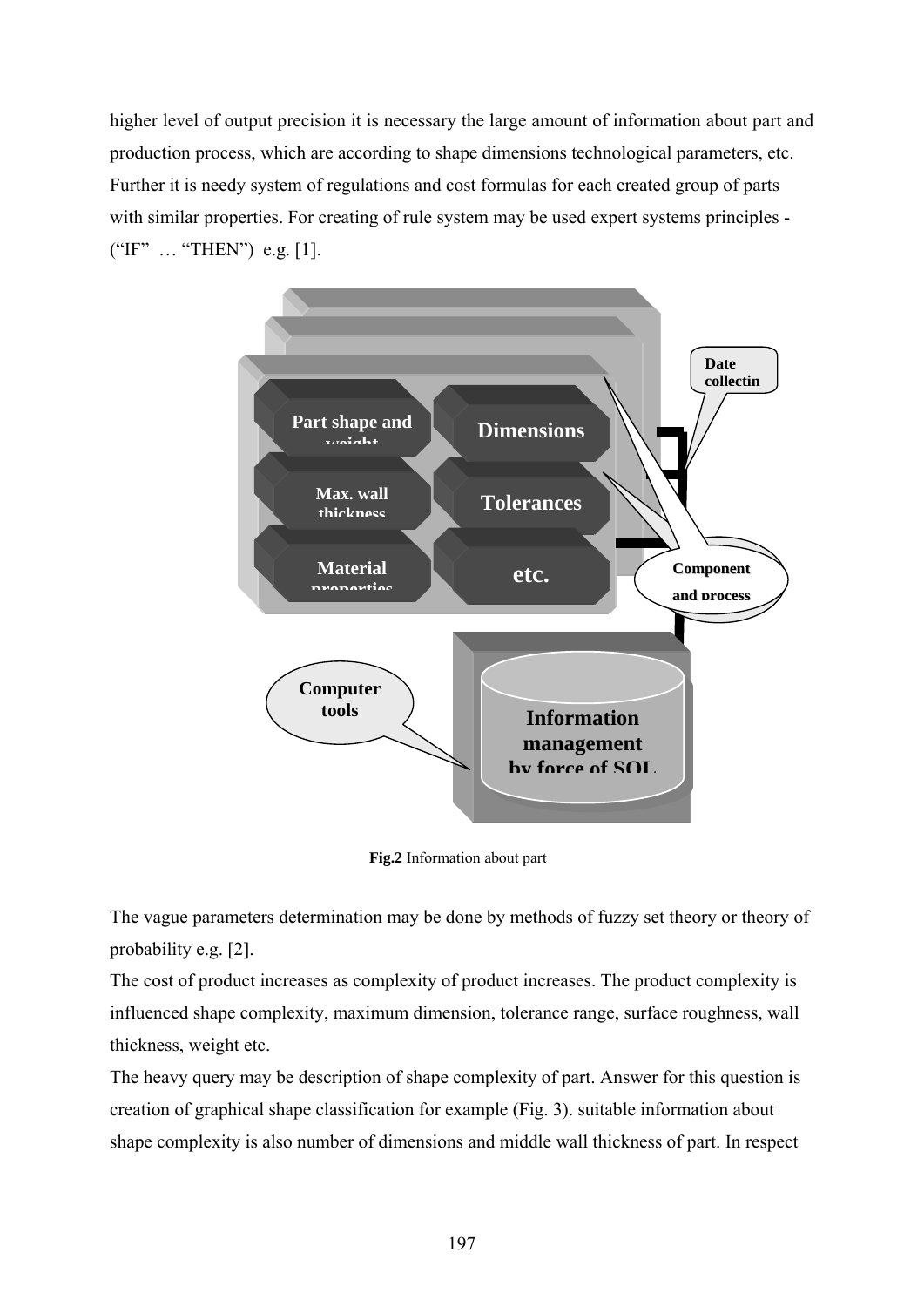higher level of output precision it is necessary the large amount of information about part and production process, which are according to shape dimensions technological parameters, etc. Further it is needy system of regulations and cost formulas for each created group of parts with similar properties. For creating of rule system may be used expert systems principles - ("IF" … "THEN") e.g. [1].

**Fig.2** Information about part

The vague parameters determination may be done by methods of fuzzy set theory or theory of probability e.g. [2].

The cost of product increases as complexity of product increases. The product complexity is influenced shape complexity, maximum dimension, tolerance range, surface roughness, wall thickness, weight etc.

The heavy query may be description of shape complexity of part. Answer for this question is creation of graphical shape classification for example (Fig. 3). suitable information about shape complexity is also number of dimensions and middle wall thickness of part. In respect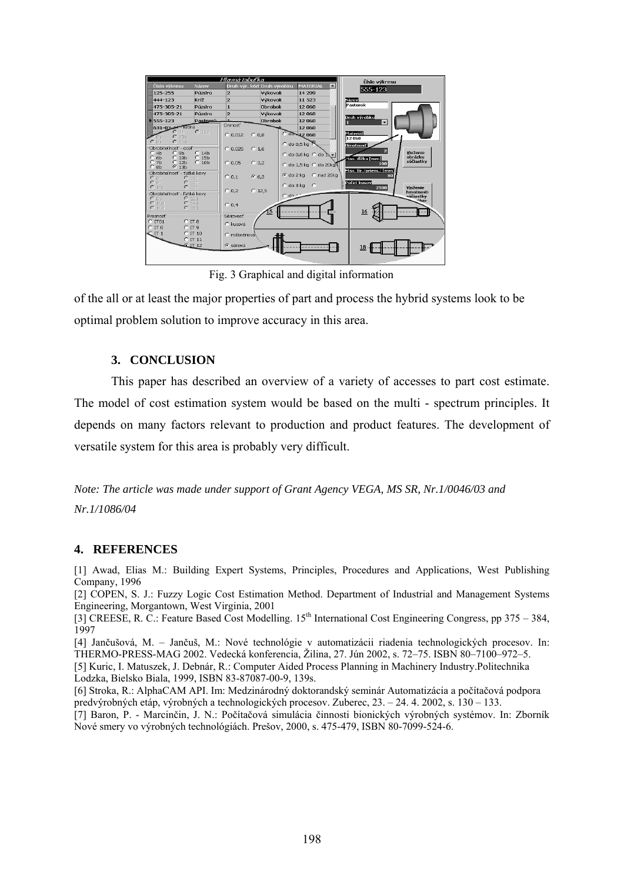Fig. 3 Graphical and digital information

of the all or at least the major properties of part and process the hybrid systems look to be optimal problem solution to improve accuracy in this area.

## 3. CONCLUSION

This paper has described an overview of a variety of accesses to part cost estimate. The model of cost estimation system would be based on the multi - spectrum principles. It depends on many factors relevant to production and product features. The development of versatile system for this area is probably very difficult.

*Note: The article was made under support of Grant Agency VEGA, MS SR, Nr.1/0046/03 and Nr.1/1086/04*

## 4. REFERENCES

[1] Awad, Elias M.: Building Expert Systems, Principles, Procedures and Applications, West Publishing Company, 1996

[2] COPEN, S. J.: Fuzzy Logic Cost Estimation Method. Department of Industrial and Management Systems Engineering, Morgantown, West Virginia, 2001

[3] CREESE, R. C.: Feature Based Cost Modelling. 15th International Cost Engineering Congress, pp 375 – 384, 1997

[4] Jančušová, M. – Jančuš, M.: Nové technológie v automatizácii riadenia technologických procesov. In: THERMO-PRESS-MAG 2002. Vedecká konferencia, Žilina, 27. Jún 2002, s. 72–75. ISBN 80–7100–972–5.

[5] Kuric, I. Matuszek, J. Debnár, R.: Computer Aided Process Planning in Machinery Industry.Politechnika Lodzka, Bielsko Biala, 1999, ISBN 83-87087-00-9, 139s.

[6] Stroka, R.: AlphaCAM API. Im: Medzinárodný doktorandský seminár Automatizácia a počítačová podpora predvýrobných etáp, výrobných a technologických procesov. Zuberec, 23. – 24. 4. 2002, s. 130 – 133.

[7] Baron, P. - Marcinčin, J. N.: Počítačová simulácia činnosti bionických výrobných systémov. In: Zborník Nové smery vo výrobných technológiách. Prešov, 2000, s. 475-479, ISBN 80-7099-524-6.